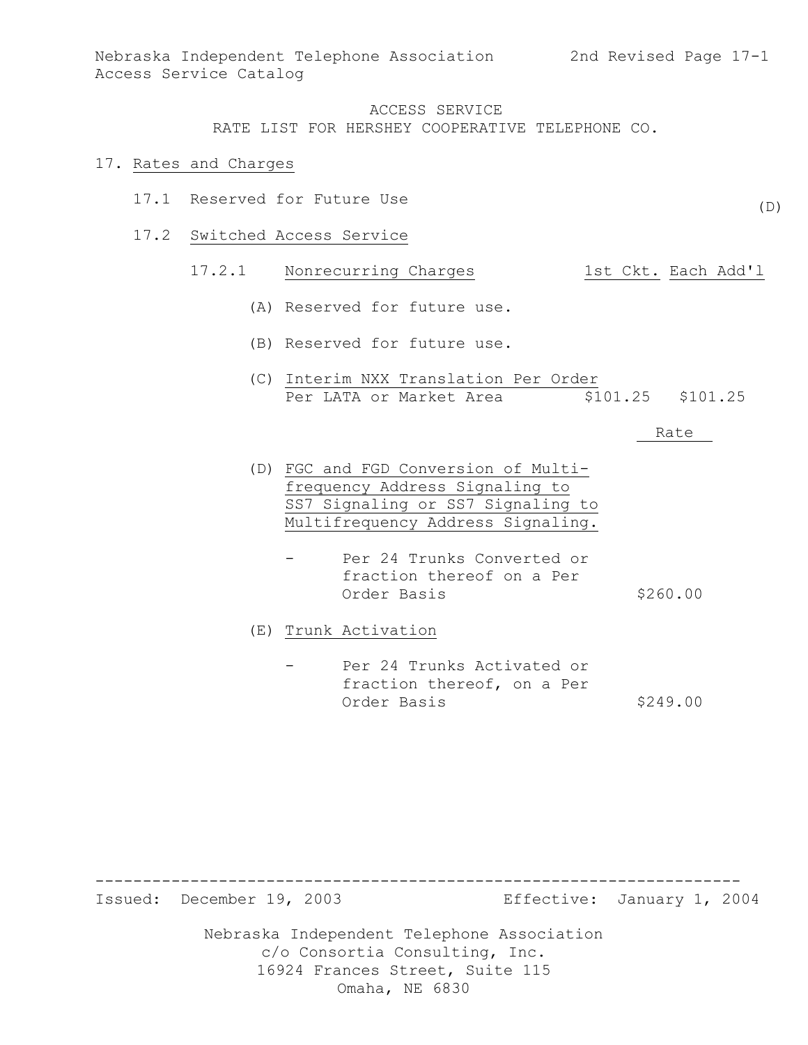ACCESS SERVICE
RATE LIST FOR HERSHEY COOPERATIVE TELEPHONE CO.

# 17. Rates and Charges

## 17.1 Reserved for Future Use (D)

## 17.2 Switched Access Service

### 17.2.1 Nonrecurring Charges

| | 1st Ckt. | Each Add'l |
|---|---|---|
| (A) Reserved for future use. | | |
| (B) Reserved for future use. | | |
| (C) Interim NXX Translation Per Order Per LATA or Market Area | $101.25 | $101.25 |

| | Rate |
|---|---|
| (D) FGC and FGD Conversion of Multifrequency Address Signaling to SS7 Signaling or SS7 Signaling to Multifrequency Address Signaling. | |
| - Per 24 Trunks Converted or fraction thereof on a Per Order Basis | $260.00 |
| (E) Trunk Activation | |
| - Per 24 Trunks Activated or fraction thereof, on a Per Order Basis | $249.00 |

Issued: December 19, 2003 Effective: January 1, 2004

Nebraska Independent Telephone Association
c/o Consortia Consulting, Inc.
16924 Frances Street, Suite 115
Omaha, NE 6830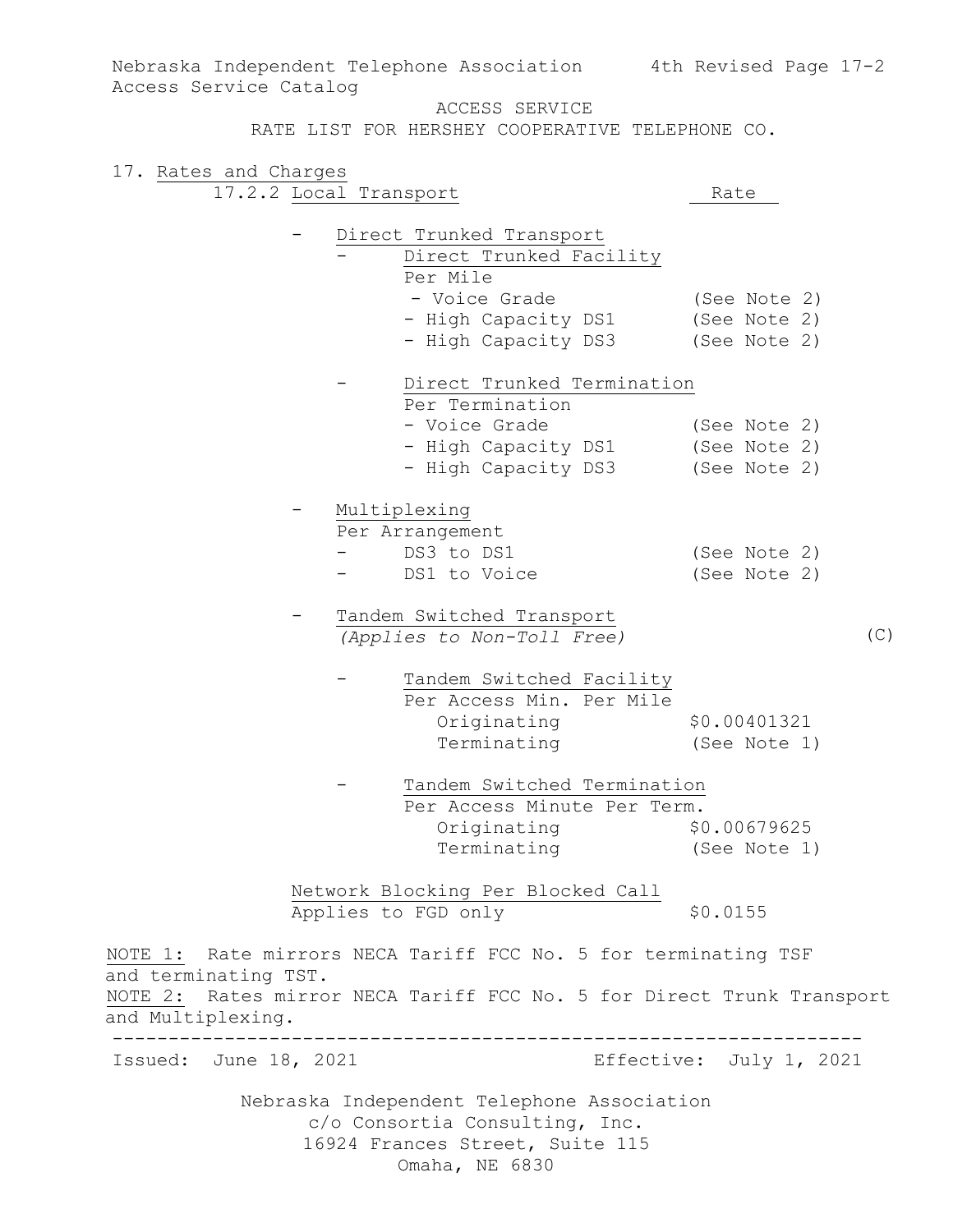ACCESS SERVICE

RATE LIST FOR HERSHEY COOPERATIVE TELEPHONE CO.

## 17. Rates and Charges

### 17.2.2 Local Transport

| | Rate |
|---|---|
| - Direct Trunked Transport | |
| - Direct Trunked Facility | |
| Per Mile | |
| - Voice Grade | (See Note 2) |
| - High Capacity DS1 | (See Note 2) |
| - High Capacity DS3 | (See Note 2) |
| - Direct Trunked Termination | |
| Per Termination | |
| - Voice Grade | (See Note 2) |
| - High Capacity DS1 | (See Note 2) |
| - High Capacity DS3 | (See Note 2) |
| - Multiplexing | |
| Per Arrangement | |
| - DS3 to DS1 | (See Note 2) |
| - DS1 to Voice | (See Note 2) |
| - Tandem Switched Transport *(Applies to Non-Toll Free)* (C) | |
| - Tandem Switched Facility | |
| Per Access Min. Per Mile | |
| Originating | \$0.00401321 |
| Terminating | (See Note 1) |
| - Tandem Switched Termination | |
| Per Access Minute Per Term. | |
| Originating | \$0.00679625 |
| Terminating | (See Note 1) |
| Network Blocking Per Blocked Call | |
| Applies to FGD only | \$0.0155 |

NOTE 1: Rate mirrors NECA Tariff FCC No. 5 for terminating TSF and terminating TST.

NOTE 2: Rates mirror NECA Tariff FCC No. 5 for Direct Trunk Transport and Multiplexing.

Issued: June 18, 2021 Effective: July 1, 2021

Nebraska Independent Telephone Association
c/o Consortia Consulting, Inc.
16924 Frances Street, Suite 115
Omaha, NE 6830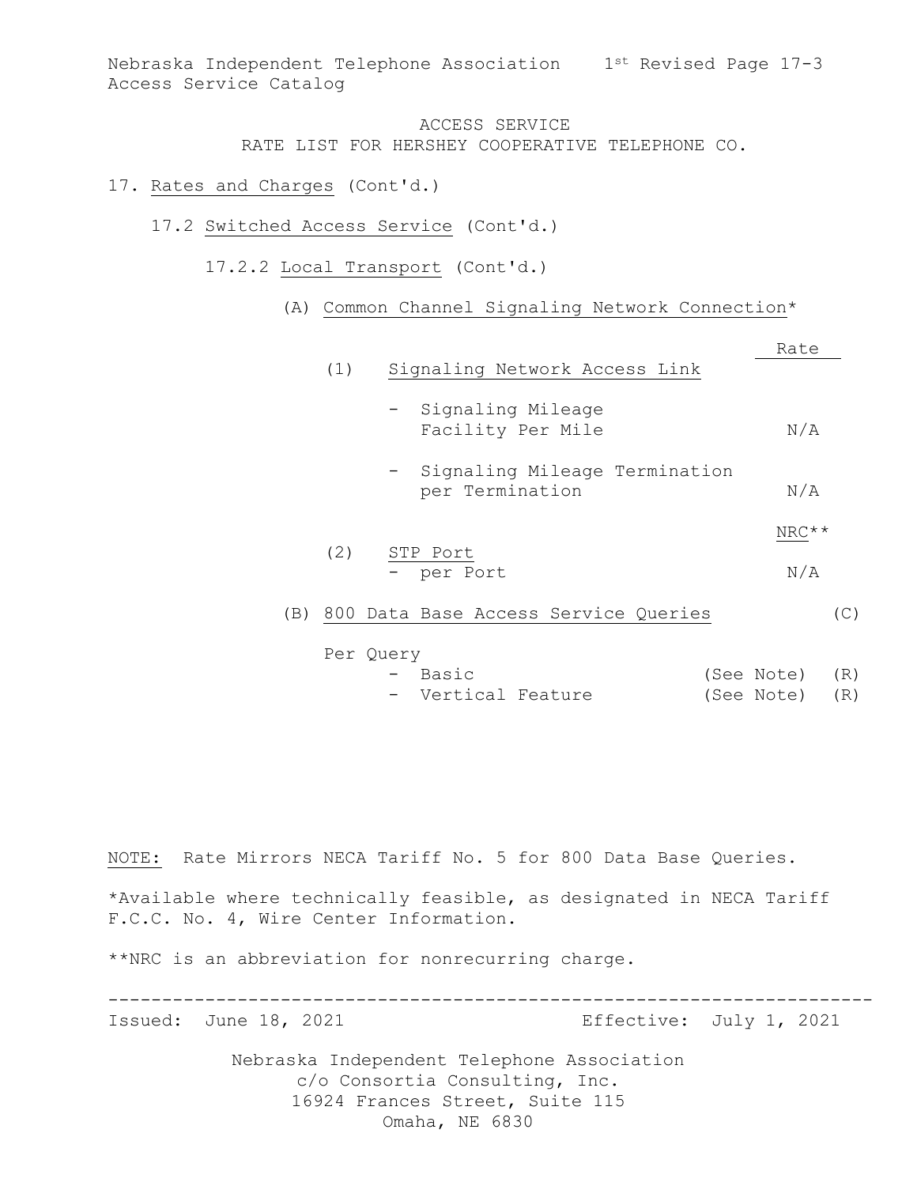ACCESS SERVICE
RATE LIST FOR HERSHEY COOPERATIVE TELEPHONE CO.

17. Rates and Charges (Cont'd.)

17.2 Switched Access Service (Cont'd.)

17.2.2 Local Transport (Cont'd.)

(A) Common Channel Signaling Network Connection*

| | Rate | |
|---|---|---|
| (1) Signaling Network Access Link | | |
| - Signaling Mileage Facility Per Mile | N/A | |
| - Signaling Mileage Termination per Termination | N/A | |
| | NRC** | |
| (2) STP Port - per Port | N/A | |
| (B) 800 Data Base Access Service Queries | | (C) |
| Per Query | | |
| - Basic | (See Note) | (R) |
| - Vertical Feature | (See Note) | (R) |

NOTE: Rate Mirrors NECA Tariff No. 5 for 800 Data Base Queries.

*Available where technically feasible, as designated in NECA Tariff F.C.C. No. 4, Wire Center Information.

**NRC is an abbreviation for nonrecurring charge.

Issued: June 18, 2021 Effective: July 1, 2021

Nebraska Independent Telephone Association
c/o Consortia Consulting, Inc.
16924 Frances Street, Suite 115
Omaha, NE 6830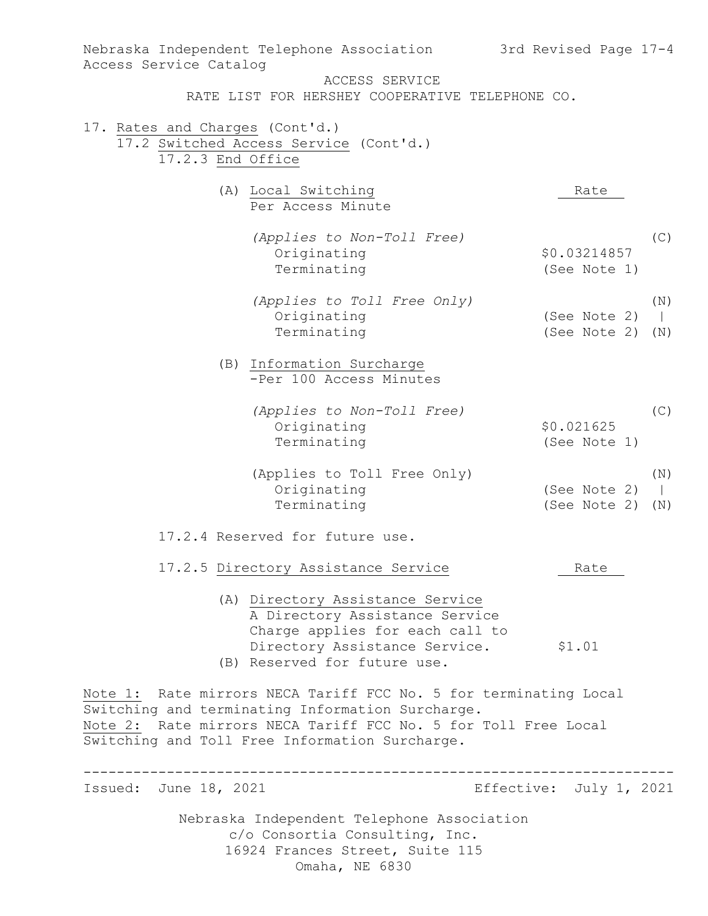ACCESS SERVICE
RATE LIST FOR HERSHEY COOPERATIVE TELEPHONE CO.

17. Rates and Charges (Cont'd.)
    17.2 Switched Access Service (Cont'd.)
        17.2.3 End Office

| | Rate | |
|---|---|---|
| (A) Local Switching<br>Per Access Minute | | |
| *(Applies to Non-Toll Free)* | | (C) |
| Originating | $0.03214857 | |
| Terminating | (See Note 1) | |
| *(Applies to Toll Free Only)* | | (N) |
| Originating | (See Note 2) | \| |
| Terminating | (See Note 2) | (N) |
| (B) Information Surcharge<br>-Per 100 Access Minutes | | |
| *(Applies to Non-Toll Free)* | | (C) |
| Originating | $0.021625 | |
| Terminating | (See Note 1) | |
| (Applies to Toll Free Only) | | (N) |
| Originating | (See Note 2) | \| |
| Terminating | (See Note 2) | (N) |

        17.2.4 Reserved for future use.

        17.2.5 Directory Assistance Service

| | Rate |
|---|---|
| (A) Directory Assistance Service<br>A Directory Assistance Service Charge applies for each call to Directory Assistance Service. | $1.01 |
| (B) Reserved for future use. | |

Note 1: Rate mirrors NECA Tariff FCC No. 5 for terminating Local Switching and terminating Information Surcharge.
Note 2: Rate mirrors NECA Tariff FCC No. 5 for Toll Free Local Switching and Toll Free Information Surcharge.

Issued: June 18, 2021 Effective: July 1, 2021

Nebraska Independent Telephone Association
c/o Consortia Consulting, Inc.
16924 Frances Street, Suite 115
Omaha, NE 6830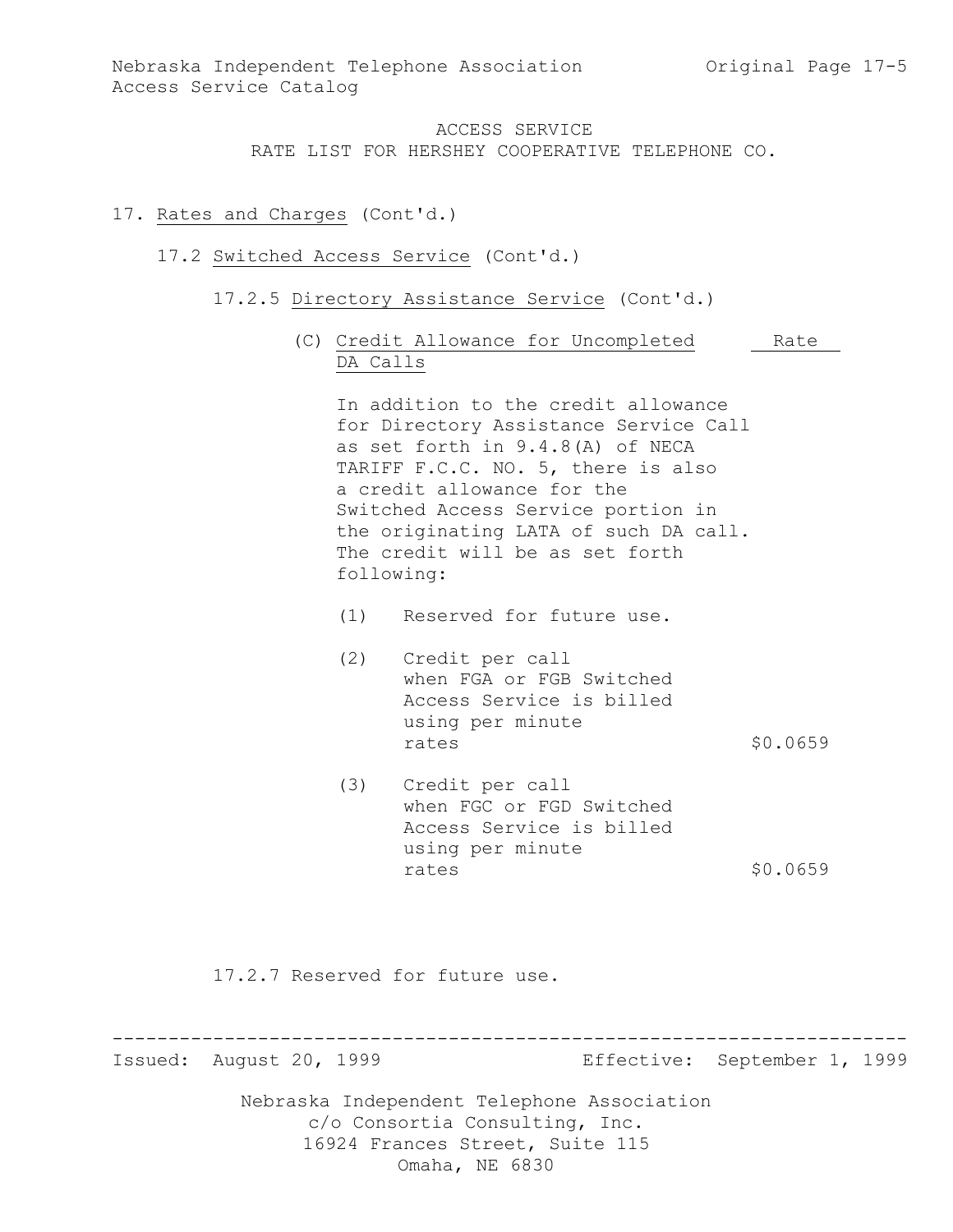ACCESS SERVICE
RATE LIST FOR HERSHEY COOPERATIVE TELEPHONE CO.

17. Rates and Charges (Cont'd.)

17.2 Switched Access Service (Cont'd.)

17.2.5 Directory Assistance Service (Cont'd.)

(C) Credit Allowance for Uncompleted DA Calls

In addition to the credit allowance for Directory Assistance Service Call as set forth in 9.4.8(A) of NECA TARIFF F.C.C. NO. 5, there is also a credit allowance for the Switched Access Service portion in the originating LATA of such DA call. The credit will be as set forth following:

| | Rate |
|---|---|
| (1) Reserved for future use. | |
| (2) Credit per call when FGA or FGB Switched Access Service is billed using per minute rates | \$0.0659 |
| (3) Credit per call when FGC or FGD Switched Access Service is billed using per minute rates | \$0.0659 |

17.2.7 Reserved for future use.

Issued: August 20, 1999 Effective: September 1, 1999

Nebraska Independent Telephone Association
c/o Consortia Consulting, Inc.
16924 Frances Street, Suite 115
Omaha, NE 6830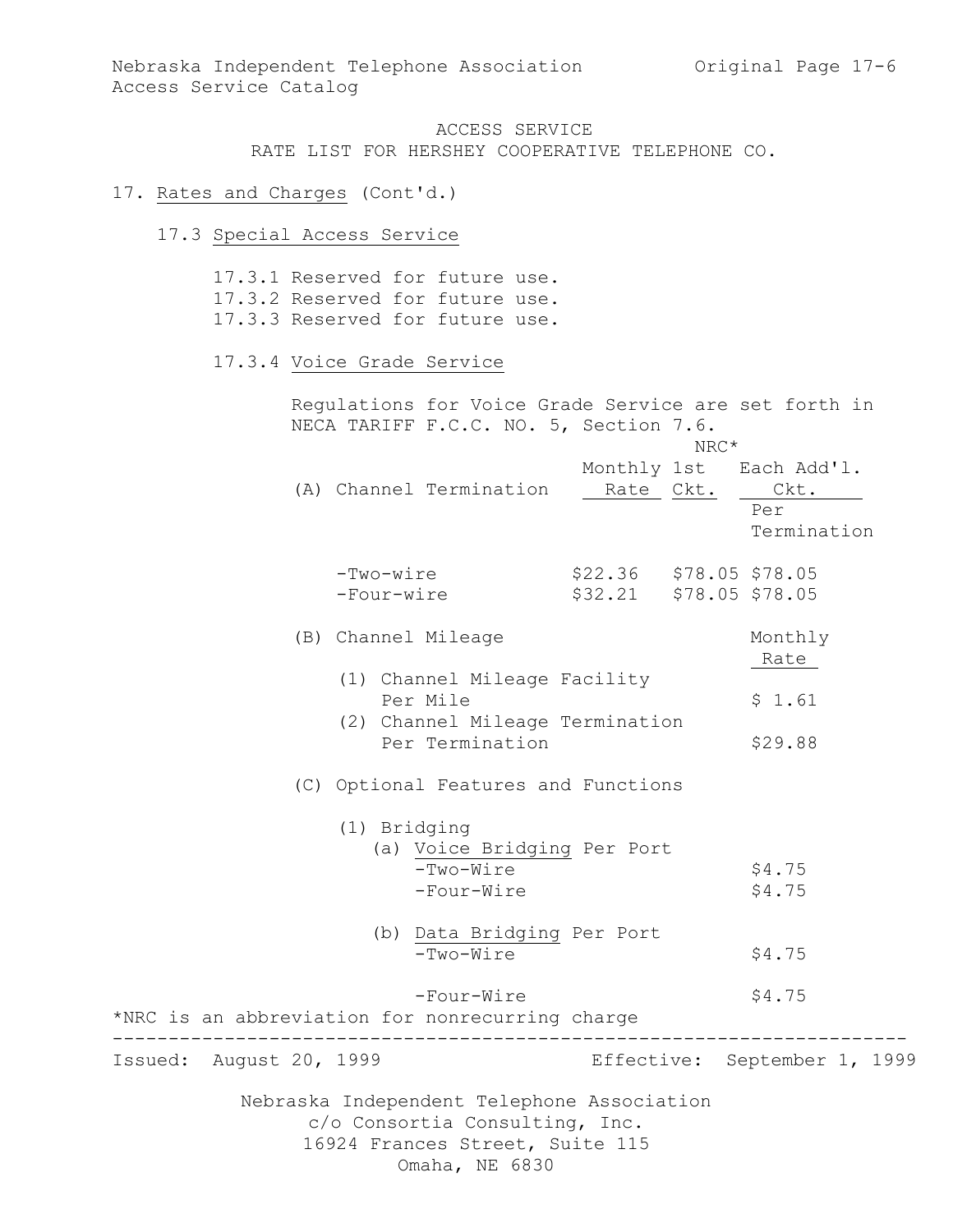ACCESS SERVICE
RATE LIST FOR HERSHEY COOPERATIVE TELEPHONE CO.

17. Rates and Charges (Cont'd.)

17.3 Special Access Service

17.3.1 Reserved for future use.
17.3.2 Reserved for future use.
17.3.3 Reserved for future use.

17.3.4 Voice Grade Service

Regulations for Voice Grade Service are set forth in NECA TARIFF F.C.C. NO. 5, Section 7.6.

| (A) Channel Termination | Monthly Rate | NRC* 1st Ckt. | NRC* Each Add'l. Ckt. Per Termination |
|---|---|---|---|
| -Two-wire | $22.36 | $78.05 | $78.05 |
| -Four-wire | $32.21 | $78.05 | $78.05 |

| (B) Channel Mileage | Monthly Rate |
|---|---|
| (1) Channel Mileage Facility Per Mile | $ 1.61 |
| (2) Channel Mileage Termination Per Termination | $29.88 |

(C) Optional Features and Functions

| (1) Bridging | |
|---|---|
| (a) Voice Bridging Per Port | |
| -Two-Wire | $4.75 |
| -Four-Wire | $4.75 |
| (b) Data Bridging Per Port | |
| -Two-Wire | $4.75 |
| -Four-Wire | $4.75 |

*NRC is an abbreviation for nonrecurring charge

Issued: August 20, 1999 Effective: September 1, 1999

Nebraska Independent Telephone Association
c/o Consortia Consulting, Inc.
16924 Frances Street, Suite 115
Omaha, NE 6830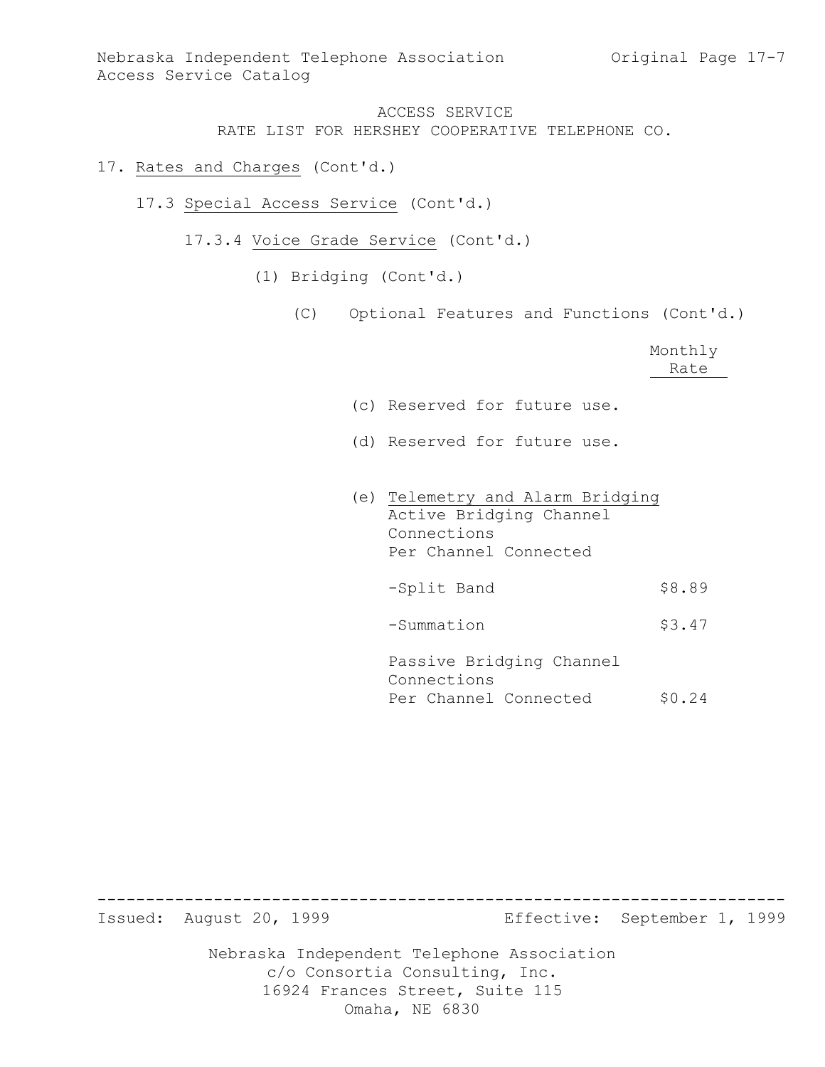ACCESS SERVICE
RATE LIST FOR HERSHEY COOPERATIVE TELEPHONE CO.

17. Rates and Charges (Cont'd.)

17.3 Special Access Service (Cont'd.)

17.3.4 Voice Grade Service (Cont'd.)

(1) Bridging (Cont'd.)

(C) Optional Features and Functions (Cont'd.)

| | Monthly Rate |
|---|---|
| (c) Reserved for future use. | |
| (d) Reserved for future use. | |
| (e) Telemetry and Alarm Bridging Active Bridging Channel Connections Per Channel Connected | |
| -Split Band | \$8.89 |
| -Summation | \$3.47 |
| Passive Bridging Channel Connections Per Channel Connected | \$0.24 |

Issued: August 20, 1999 Effective: September 1, 1999

Nebraska Independent Telephone Association
c/o Consortia Consulting, Inc.
16924 Frances Street, Suite 115
Omaha, NE 6830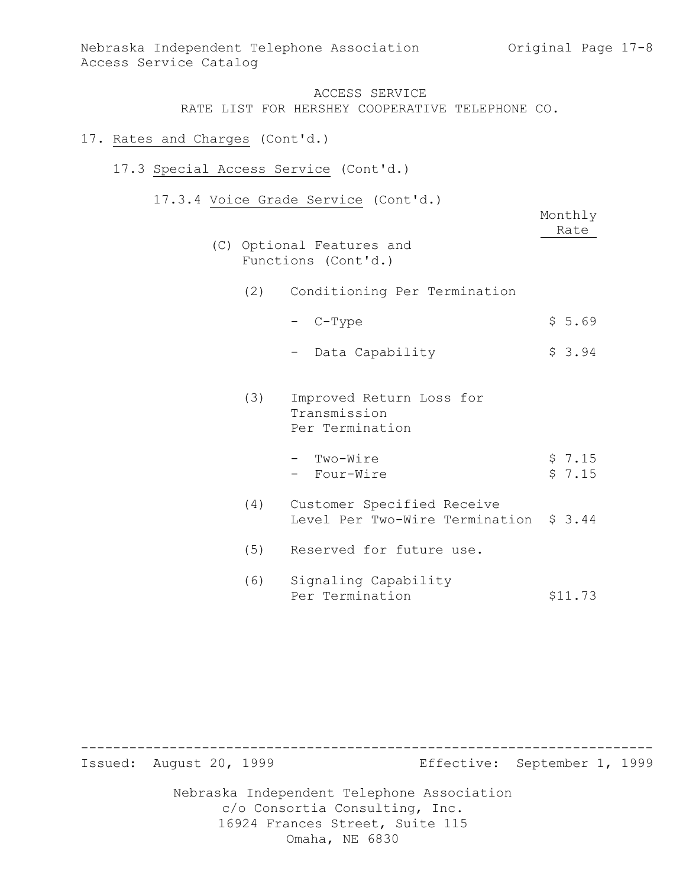ACCESS SERVICE
RATE LIST FOR HERSHEY COOPERATIVE TELEPHONE CO.

17. Rates and Charges (Cont'd.)

17.3 Special Access Service (Cont'd.)

17.3.4 Voice Grade Service (Cont'd.)

| | Monthly Rate |
|---|---|
| **(C) Optional Features and Functions (Cont'd.)** | |
| (2) Conditioning Per Termination | |
| - C-Type | $ 5.69 |
| - Data Capability | $ 3.94 |
| (3) Improved Return Loss for Transmission Per Termination | |
| - Two-Wire | $ 7.15 |
| - Four-Wire | $ 7.15 |
| (4) Customer Specified Receive Level Per Two-Wire Termination | $ 3.44 |
| (5) Reserved for future use. | |
| (6) Signaling Capability Per Termination | $11.73 |

Issued: August 20, 1999 Effective: September 1, 1999

Nebraska Independent Telephone Association
c/o Consortia Consulting, Inc.
16924 Frances Street, Suite 115
Omaha, NE 6830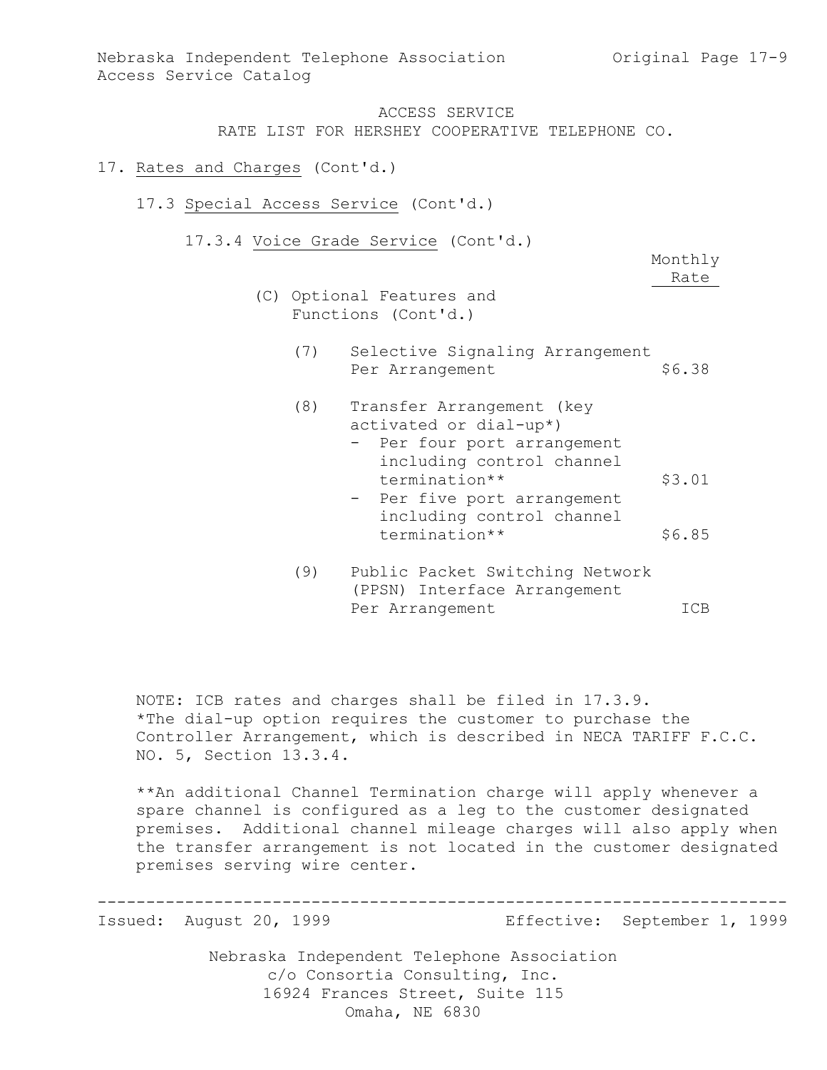ACCESS SERVICE
RATE LIST FOR HERSHEY COOPERATIVE TELEPHONE CO.

17. Rates and Charges (Cont'd.)

17.3 Special Access Service (Cont'd.)

17.3.4 Voice Grade Service (Cont'd.)

| | Monthly Rate |
|---|---|
| (C) Optional Features and Functions (Cont'd.) | |
| (7) Selective Signaling Arrangement Per Arrangement | $6.38 |
| (8) Transfer Arrangement (key activated or dial-up*) | |
| - Per four port arrangement including control channel termination** | $3.01 |
| - Per five port arrangement including control channel termination** | $6.85 |
| (9) Public Packet Switching Network (PPSN) Interface Arrangement Per Arrangement | ICB |

NOTE: ICB rates and charges shall be filed in 17.3.9.
*The dial-up option requires the customer to purchase the Controller Arrangement, which is described in NECA TARIFF F.C.C. NO. 5, Section 13.3.4.

**An additional Channel Termination charge will apply whenever a spare channel is configured as a leg to the customer designated premises. Additional channel mileage charges will also apply when the transfer arrangement is not located in the customer designated premises serving wire center.

Issued: August 20, 1999 Effective: September 1, 1999

Nebraska Independent Telephone Association
c/o Consortia Consulting, Inc.
16924 Frances Street, Suite 115
Omaha, NE 6830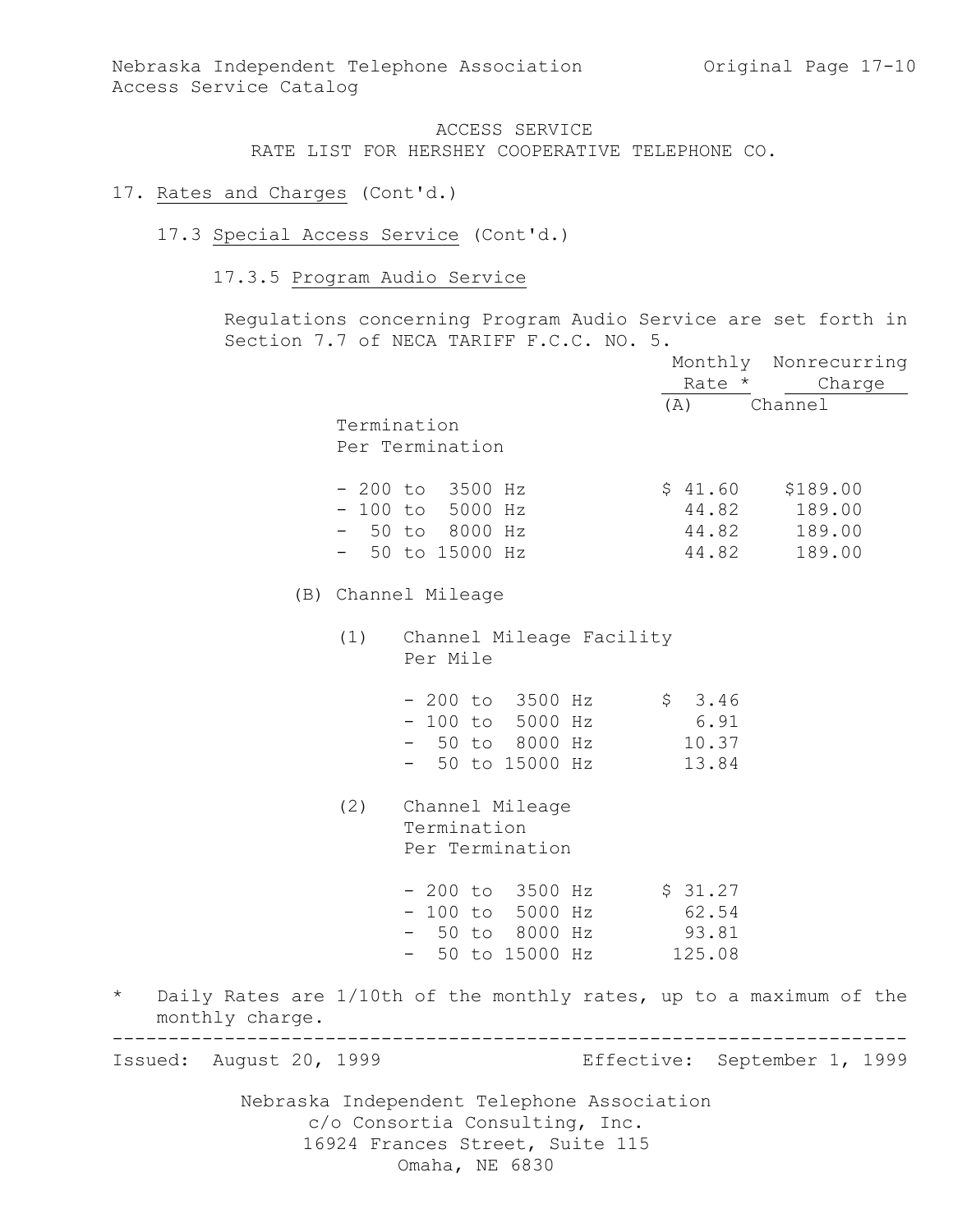ACCESS SERVICE
RATE LIST FOR HERSHEY COOPERATIVE TELEPHONE CO.

# 17. Rates and Charges (Cont'd.)

## 17.3 Special Access Service (Cont'd.)

### 17.3.5 Program Audio Service

Regulations concerning Program Audio Service are set forth in Section 7.7 of NECA TARIFF F.C.C. NO. 5.

| | Monthly Rate * | Nonrecurring Charge |
|---|---|---|
| **(A) Channel Termination** | | |
| Per Termination | | |
| - 200 to 3500 Hz | $ 41.60 | $189.00 |
| - 100 to 5000 Hz | 44.82 | 189.00 |
| - 50 to 8000 Hz | 44.82 | 189.00 |
| - 50 to 15000 Hz | 44.82 | 189.00 |
| **(B) Channel Mileage** | | |
| (1) Channel Mileage Facility Per Mile | | |
| - 200 to 3500 Hz | $ 3.46 | |
| - 100 to 5000 Hz | 6.91 | |
| - 50 to 8000 Hz | 10.37 | |
| - 50 to 15000 Hz | 13.84 | |
| (2) Channel Mileage Termination Per Termination | | |
| - 200 to 3500 Hz | $ 31.27 | |
| - 100 to 5000 Hz | 62.54 | |
| - 50 to 8000 Hz | 93.81 | |
| - 50 to 15000 Hz | 125.08 | |

\* Daily Rates are 1/10th of the monthly rates, up to a maximum of the monthly charge.

Issued: August 20, 1999 Effective: September 1, 1999

Nebraska Independent Telephone Association
c/o Consortia Consulting, Inc.
16924 Frances Street, Suite 115
Omaha, NE 6830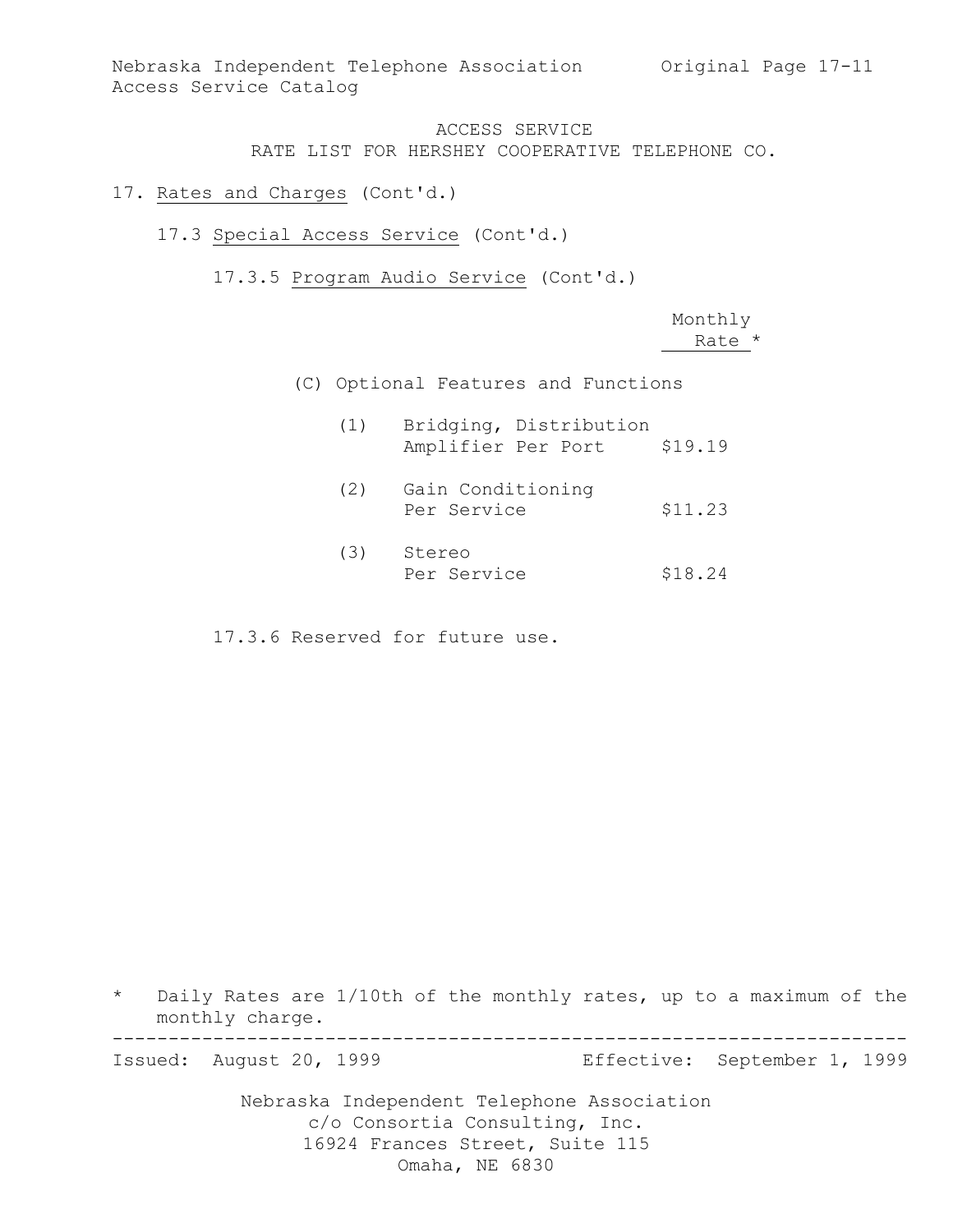ACCESS SERVICE
RATE LIST FOR HERSHEY COOPERATIVE TELEPHONE CO.

17. Rates and Charges (Cont'd.)

17.3 Special Access Service (Cont'd.)

17.3.5 Program Audio Service (Cont'd.)

| | Monthly Rate * |
|---|---|
| (C) Optional Features and Functions | |
| (1) Bridging, Distribution Amplifier Per Port | $19.19 |
| (2) Gain Conditioning Per Service | $11.23 |
| (3) Stereo Per Service | $18.24 |

17.3.6 Reserved for future use.

\* Daily Rates are 1/10th of the monthly rates, up to a maximum of the monthly charge.

Issued: August 20, 1999 Effective: September 1, 1999

Nebraska Independent Telephone Association
c/o Consortia Consulting, Inc.
16924 Frances Street, Suite 115
Omaha, NE 6830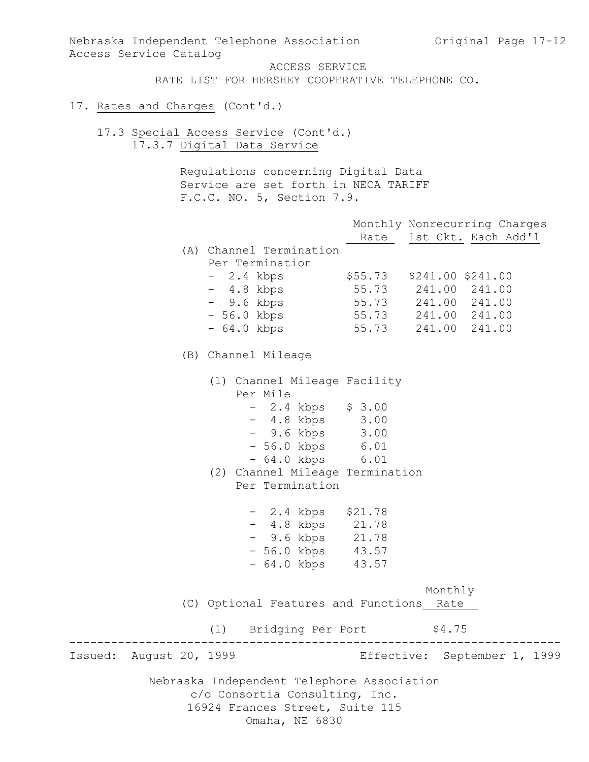ACCESS SERVICE
RATE LIST FOR HERSHEY COOPERATIVE TELEPHONE CO.

17. Rates and Charges (Cont'd.)

17.3 Special Access Service (Cont'd.)

17.3.7 Digital Data Service

Regulations concerning Digital Data Service are set forth in NECA TARIFF F.C.C. NO. 5, Section 7.9.

| | Monthly Rate | Nonrecurring Charges 1st Ckt. | Each Add'l |
|---|---|---|---|
| (A) Channel Termination Per Termination | | | |
| - 2.4 kbps | $55.73 | $241.00 | $241.00 |
| - 4.8 kbps | 55.73 | 241.00 | 241.00 |
| - 9.6 kbps | 55.73 | 241.00 | 241.00 |
| - 56.0 kbps | 55.73 | 241.00 | 241.00 |
| - 64.0 kbps | 55.73 | 241.00 | 241.00 |

(B) Channel Mileage

| | Monthly Rate |
|---|---|
| (1) Channel Mileage Facility Per Mile | |
| - 2.4 kbps | $ 3.00 |
| - 4.8 kbps | 3.00 |
| - 9.6 kbps | 3.00 |
| - 56.0 kbps | 6.01 |
| - 64.0 kbps | 6.01 |
| (2) Channel Mileage Termination Per Termination | |
| - 2.4 kbps | $21.78 |
| - 4.8 kbps | 21.78 |
| - 9.6 kbps | 21.78 |
| - 56.0 kbps | 43.57 |
| - 64.0 kbps | 43.57 |

| (C) Optional Features and Functions | Monthly Rate |
|---|---|
| (1) Bridging Per Port | $4.75 |

Issued: August 20, 1999 Effective: September 1, 1999

Nebraska Independent Telephone Association
c/o Consortia Consulting, Inc.
16924 Frances Street, Suite 115
Omaha, NE 6830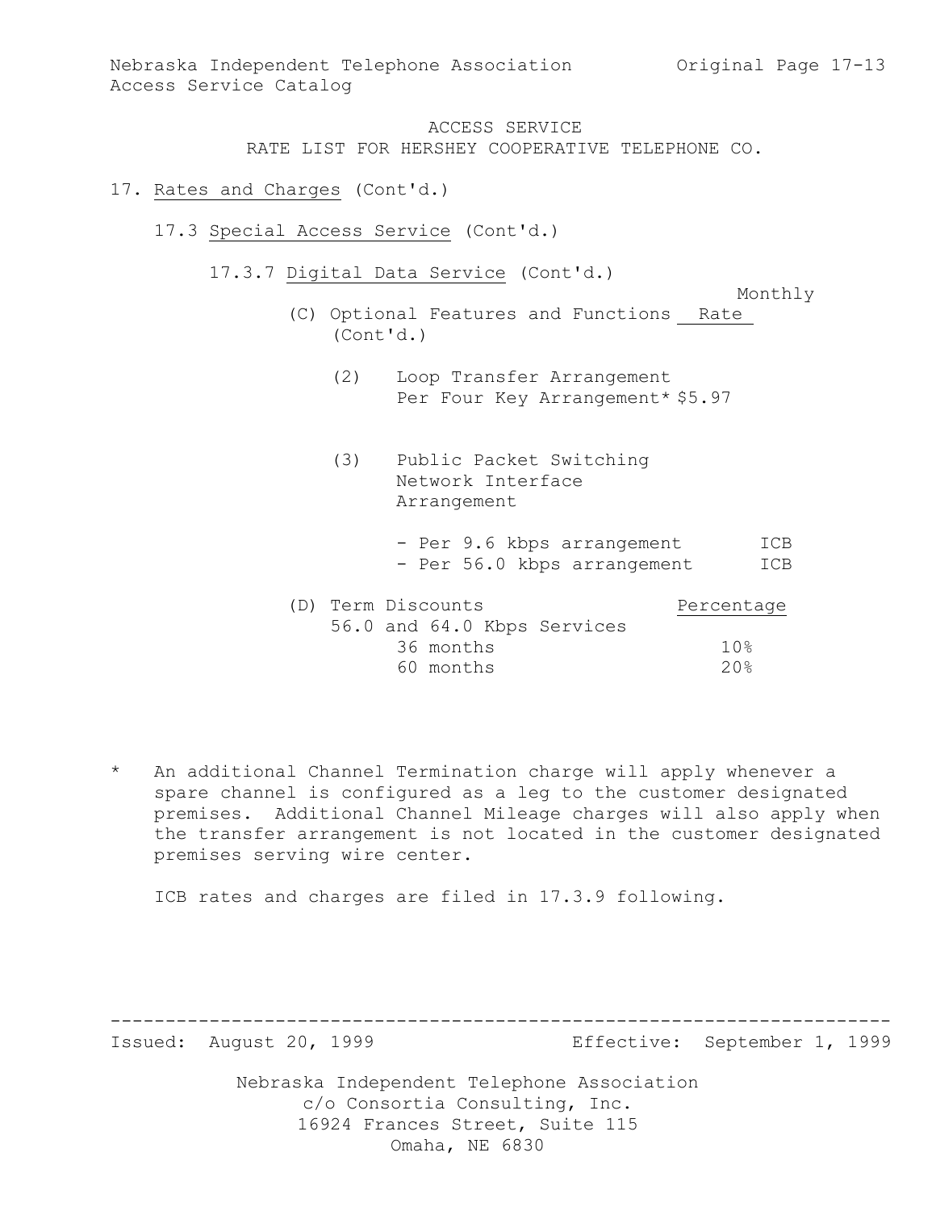ACCESS SERVICE
RATE LIST FOR HERSHEY COOPERATIVE TELEPHONE CO.

17. Rates and Charges (Cont'd.)

17.3 Special Access Service (Cont'd.)

17.3.7 Digital Data Service (Cont'd.)

| (C) Optional Features and Functions (Cont'd.) | Monthly Rate |
|---|---|
| (2) Loop Transfer Arrangement Per Four Key Arrangement* | $5.97 |
| (3) Public Packet Switching Network Interface Arrangement | |
| - Per 9.6 kbps arrangement | ICB |
| - Per 56.0 kbps arrangement | ICB |

| (D) Term Discounts | Percentage |
|---|---|
| 56.0 and 64.0 Kbps Services | |
| 36 months | 10% |
| 60 months | 20% |

\* An additional Channel Termination charge will apply whenever a spare channel is configured as a leg to the customer designated premises. Additional Channel Mileage charges will also apply when the transfer arrangement is not located in the customer designated premises serving wire center.

ICB rates and charges are filed in 17.3.9 following.

Issued: August 20, 1999 Effective: September 1, 1999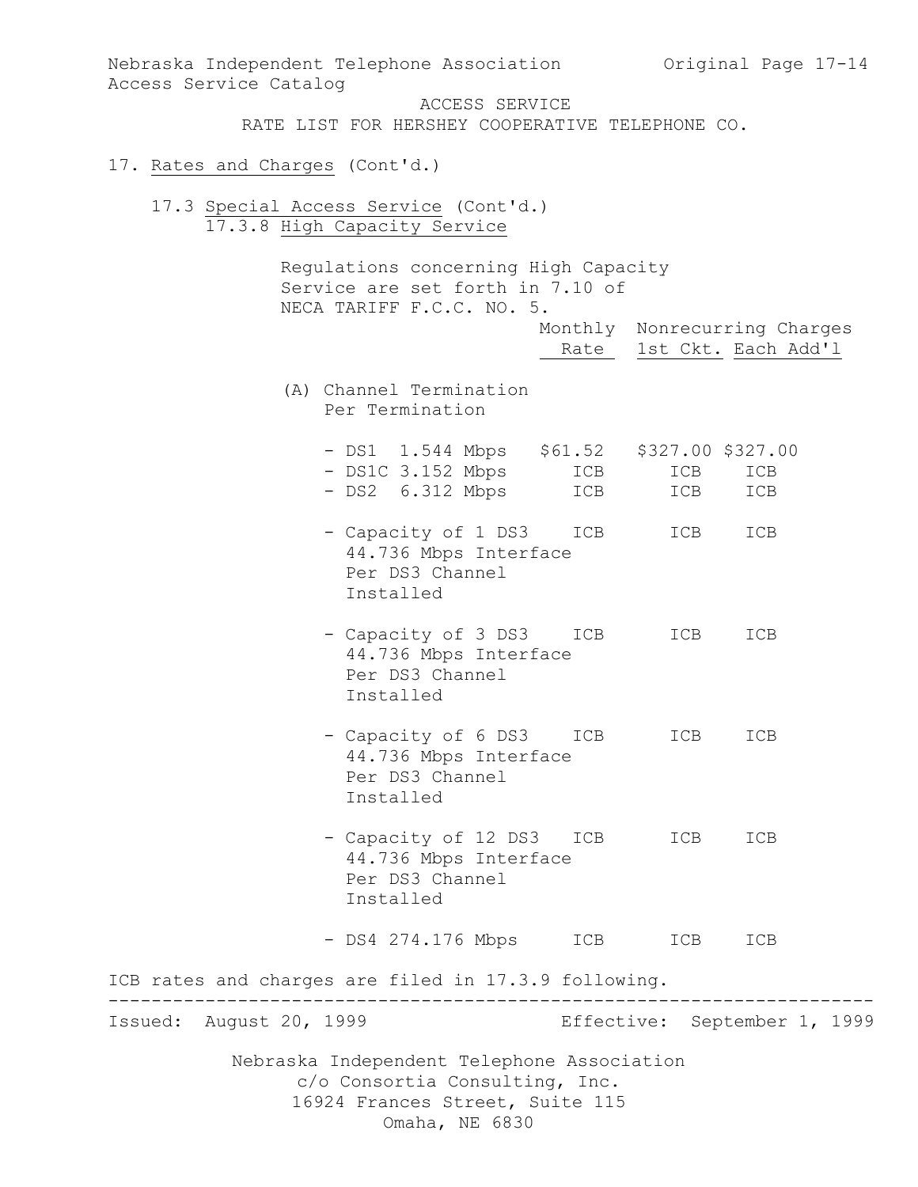ACCESS SERVICE
RATE LIST FOR HERSHEY COOPERATIVE TELEPHONE CO.

17. Rates and Charges (Cont'd.)

17.3 Special Access Service (Cont'd.)

17.3.8 High Capacity Service

Regulations concerning High Capacity Service are set forth in 7.10 of NECA TARIFF F.C.C. NO. 5.

| | Monthly Rate | Nonrecurring Charges 1st Ckt. | Nonrecurring Charges Each Add'l |
|---|---|---|---|
| (A) Channel Termination Per Termination | | | |
| - DS1 1.544 Mbps | $61.52 | $327.00 | $327.00 |
| - DS1C 3.152 Mbps | ICB | ICB | ICB |
| - DS2 6.312 Mbps | ICB | ICB | ICB |
| - Capacity of 1 DS3 44.736 Mbps Interface Per DS3 Channel Installed | ICB | ICB | ICB |
| - Capacity of 3 DS3 44.736 Mbps Interface Per DS3 Channel Installed | ICB | ICB | ICB |
| - Capacity of 6 DS3 44.736 Mbps Interface Per DS3 Channel Installed | ICB | ICB | ICB |
| - Capacity of 12 DS3 44.736 Mbps Interface Per DS3 Channel Installed | ICB | ICB | ICB |
| - DS4 274.176 Mbps | ICB | ICB | ICB |

ICB rates and charges are filed in 17.3.9 following.

Issued: August 20, 1999 Effective: September 1, 1999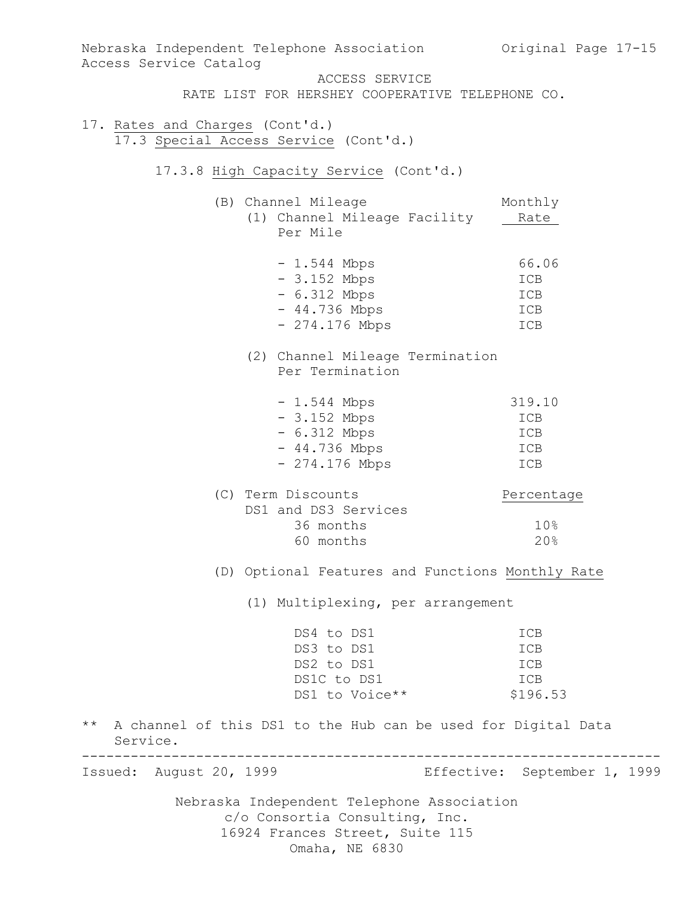ACCESS SERVICE

RATE LIST FOR HERSHEY COOPERATIVE TELEPHONE CO.

17. Rates and Charges (Cont'd.)

17.3 Special Access Service (Cont'd.)

17.3.8 High Capacity Service (Cont'd.)

(B) Channel Mileage

(1) Channel Mileage Facility Per Mile

| | Monthly Rate |
|---|---|
| - 1.544 Mbps | 66.06 |
| - 3.152 Mbps | ICB |
| - 6.312 Mbps | ICB |
| - 44.736 Mbps | ICB |
| - 274.176 Mbps | ICB |

(2) Channel Mileage Termination Per Termination

| | Monthly Rate |
|---|---|
| - 1.544 Mbps | 319.10 |
| - 3.152 Mbps | ICB |
| - 6.312 Mbps | ICB |
| - 44.736 Mbps | ICB |
| - 274.176 Mbps | ICB |

(C) Term Discounts

| DS1 and DS3 Services | Percentage |
|---|---|
| 36 months | 10% |
| 60 months | 20% |

(D) Optional Features and Functions

(1) Multiplexing, per arrangement

| | Monthly Rate |
|---|---|
| DS4 to DS1 | ICB |
| DS3 to DS1 | ICB |
| DS2 to DS1 | ICB |
| DS1C to DS1 | ICB |
| DS1 to Voice** | $196.53 |

** A channel of this DS1 to the Hub can be used for Digital Data Service.

Issued: August 20, 1999 Effective: September 1, 1999

Nebraska Independent Telephone Association
c/o Consortia Consulting, Inc.
16924 Frances Street, Suite 115
Omaha, NE 6830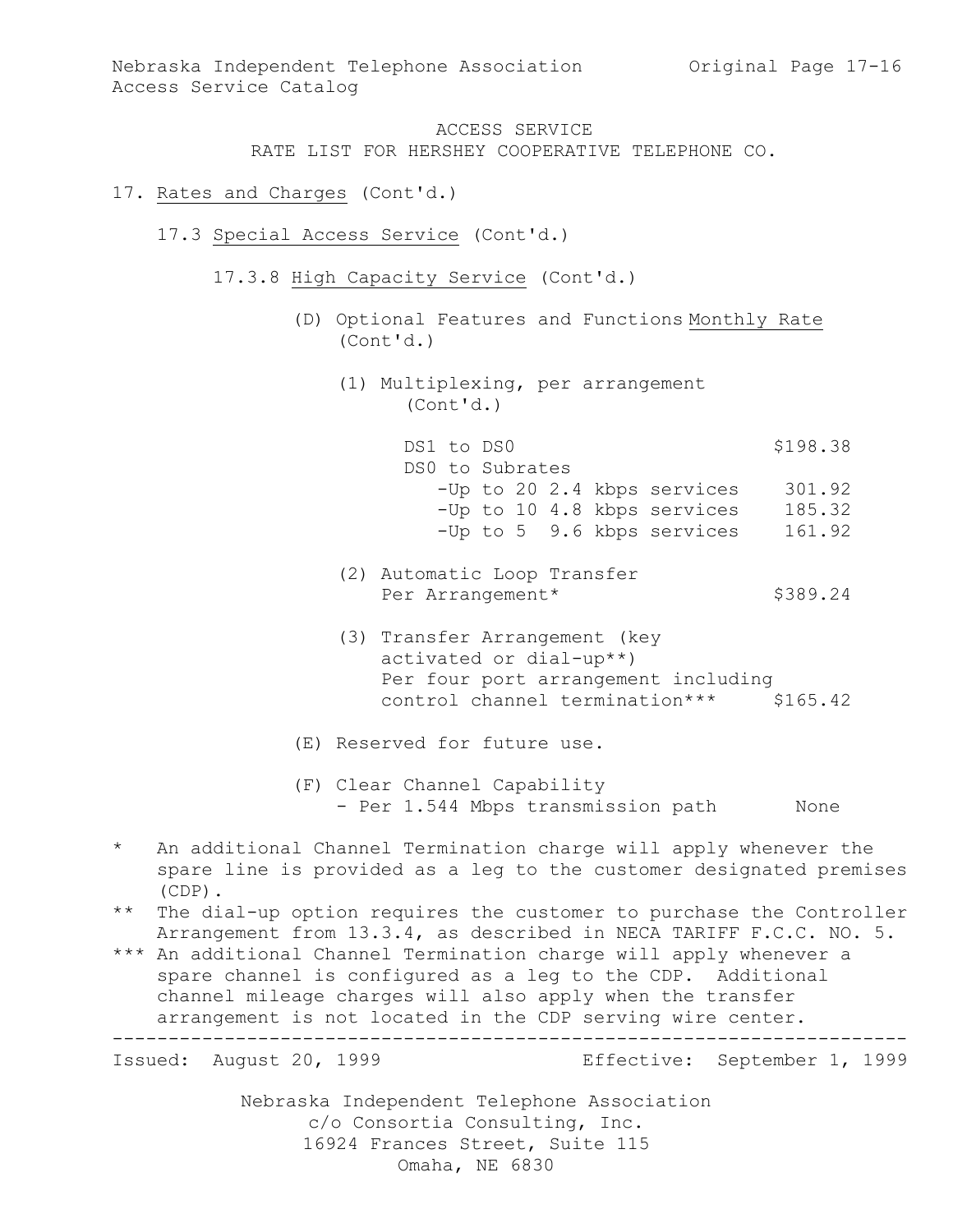ACCESS SERVICE
RATE LIST FOR HERSHEY COOPERATIVE TELEPHONE CO.

17. Rates and Charges (Cont'd.)

17.3 Special Access Service (Cont'd.)

17.3.8 High Capacity Service (Cont'd.)

(D) Optional Features and Functions (Cont'd.)

| | Monthly Rate |
|---|---|
| (1) Multiplexing, per arrangement (Cont'd.) | |
| DS1 to DS0 | $198.38 |
| DS0 to Subrates | |
| -Up to 20 2.4 kbps services | 301.92 |
| -Up to 10 4.8 kbps services | 185.32 |
| -Up to 5 9.6 kbps services | 161.92 |
| (2) Automatic Loop Transfer Per Arrangement* | $389.24 |
| (3) Transfer Arrangement (key activated or dial-up**) Per four port arrangement including control channel termination*** | $165.42 |

(E) Reserved for future use.

(F) Clear Channel Capability
- Per 1.544 Mbps transmission path None

\* An additional Channel Termination charge will apply whenever the spare line is provided as a leg to the customer designated premises (CDP).

** The dial-up option requires the customer to purchase the Controller Arrangement from 13.3.4, as described in NECA TARIFF F.C.C. NO. 5.

*** An additional Channel Termination charge will apply whenever a spare channel is configured as a leg to the CDP. Additional channel mileage charges will also apply when the transfer arrangement is not located in the CDP serving wire center.

Issued: August 20, 1999 Effective: September 1, 1999

Nebraska Independent Telephone Association
c/o Consortia Consulting, Inc.
16924 Frances Street, Suite 115
Omaha, NE 6830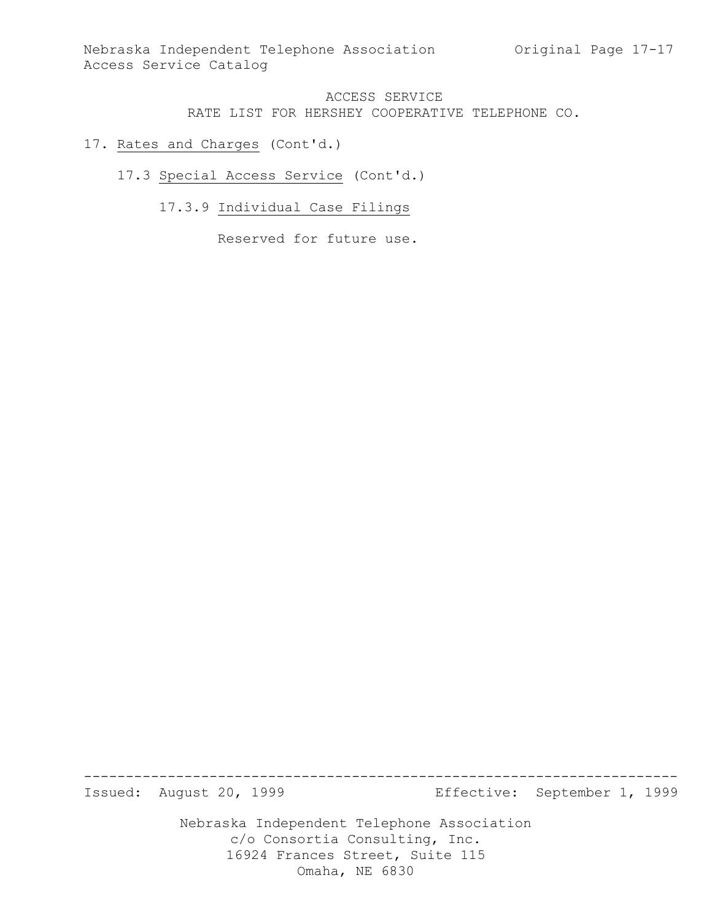ACCESS SERVICE
RATE LIST FOR HERSHEY COOPERATIVE TELEPHONE CO.

17. Rates and Charges (Cont'd.)

17.3 Special Access Service (Cont'd.)

17.3.9 Individual Case Filings

Reserved for future use.

---

Issued: August 20, 1999 Effective: September 1, 1999

Nebraska Independent Telephone Association
c/o Consortia Consulting, Inc.
16924 Frances Street, Suite 115
Omaha, NE 6830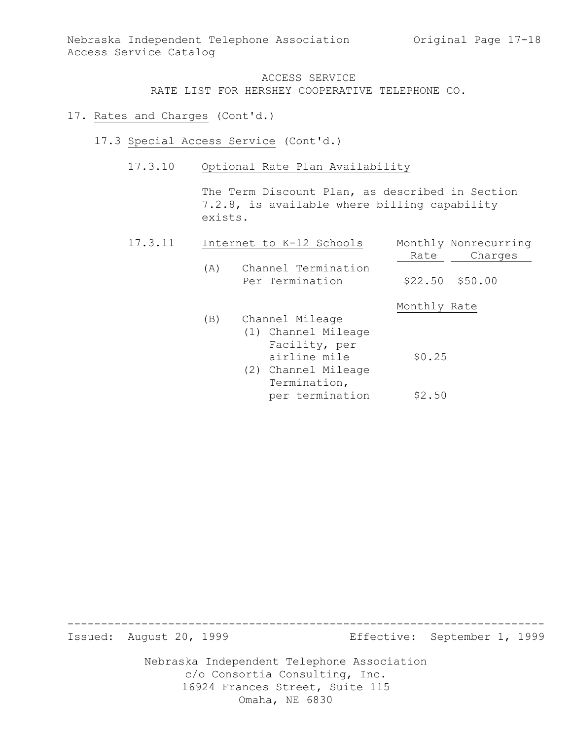ACCESS SERVICE
RATE LIST FOR HERSHEY COOPERATIVE TELEPHONE CO.

17. Rates and Charges (Cont'd.)

17.3 Special Access Service (Cont'd.)

17.3.10 Optional Rate Plan Availability

The Term Discount Plan, as described in Section 7.2.8, is available where billing capability exists.

17.3.11 Internet to K-12 Schools

| | Monthly Rate | Nonrecurring Charges |
|---|---|---|
| (A) Channel Termination Per Termination | $22.50 | $50.00 |

| | Monthly Rate |
|---|---|
| (B) Channel Mileage | |
| (1) Channel Mileage Facility, per airline mile | $0.25 |
| (2) Channel Mileage Termination, per termination | $2.50 |

Issued: August 20, 1999 Effective: September 1, 1999

Nebraska Independent Telephone Association
c/o Consortia Consulting, Inc.
16924 Frances Street, Suite 115
Omaha, NE 6830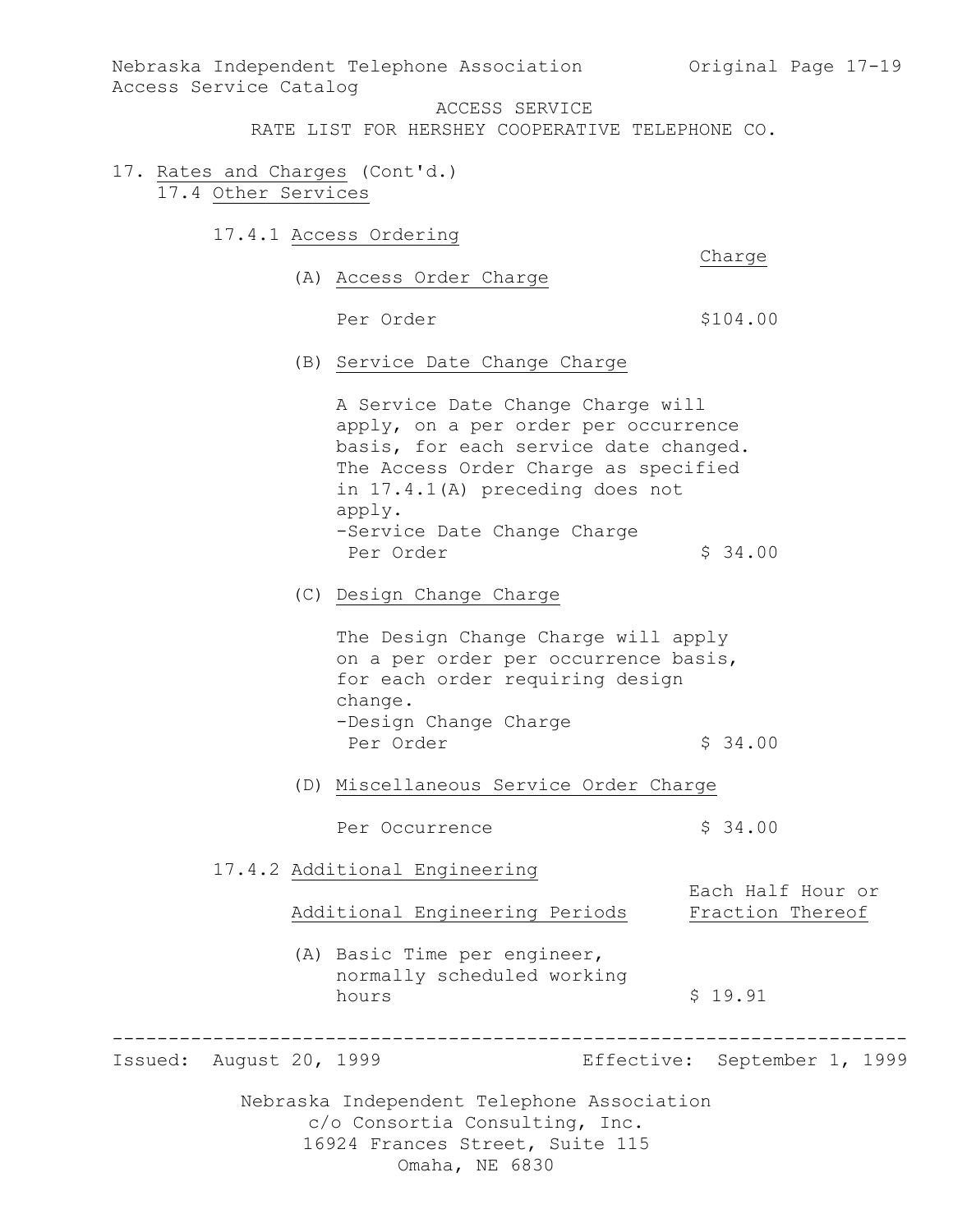ACCESS SERVICE

RATE LIST FOR HERSHEY COOPERATIVE TELEPHONE CO.

17. Rates and Charges (Cont'd.)

17.4 Other Services

17.4.1 Access Ordering

| | Charge |
|---|---|
| (A) Access Order Charge | |
| Per Order | $104.00 |

(B) Service Date Change Charge

A Service Date Change Charge will apply, on a per order per occurrence basis, for each service date changed. The Access Order Charge as specified in 17.4.1(A) preceding does not apply.

| | |
|---|---|
| -Service Date Change Charge Per Order | $ 34.00 |

(C) Design Change Charge

The Design Change Charge will apply on a per order per occurrence basis, for each order requiring design change.

| | |
|---|---|
| -Design Change Charge Per Order | $ 34.00 |

(D) Miscellaneous Service Order Charge

| | |
|---|---|
| Per Occurrence | $ 34.00 |

17.4.2 Additional Engineering

| Additional Engineering Periods | Each Half Hour or Fraction Thereof |
|---|---|
| (A) Basic Time per engineer, normally scheduled working hours | $ 19.91 |

Issued: August 20, 1999 Effective: September 1, 1999

Nebraska Independent Telephone Association
c/o Consortia Consulting, Inc.
16924 Frances Street, Suite 115
Omaha, NE 6830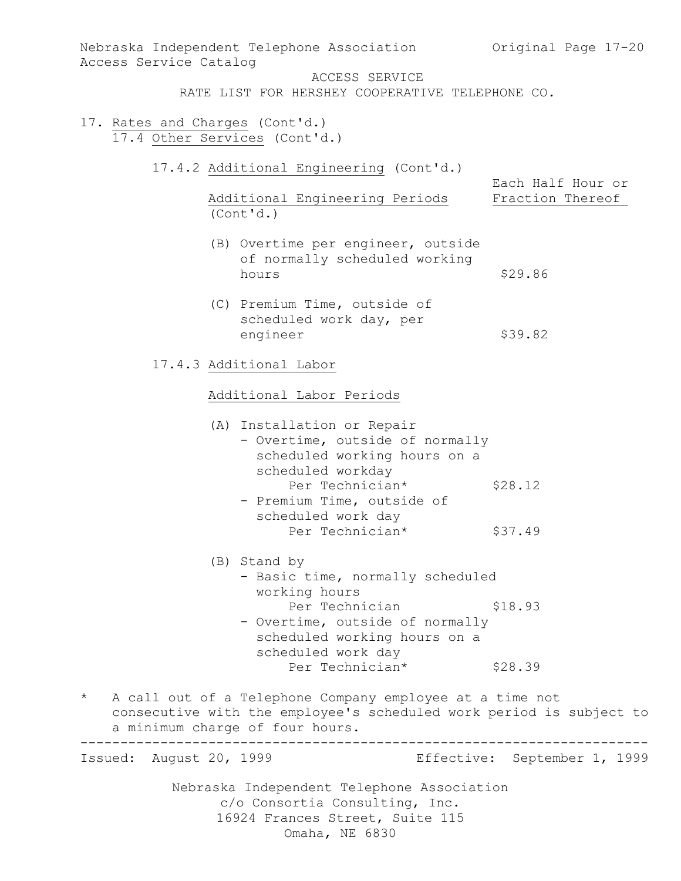ACCESS SERVICE
RATE LIST FOR HERSHEY COOPERATIVE TELEPHONE CO.

17. Rates and Charges (Cont'd.)
    17.4 Other Services (Cont'd.)

17.4.2 Additional Engineering (Cont'd.)

| Additional Engineering Periods (Cont'd.) | Each Half Hour or Fraction Thereof |
|---|---|
| (B) Overtime per engineer, outside of normally scheduled working hours | $29.86 |
| (C) Premium Time, outside of scheduled work day, per engineer | $39.82 |

17.4.3 Additional Labor

Additional Labor Periods

| | |
|---|---|
| (A) Installation or Repair | |
| - Overtime, outside of normally scheduled working hours on a scheduled workday Per Technician* | $28.12 |
| - Premium Time, outside of scheduled work day Per Technician* | $37.49 |
| (B) Stand by | |
| - Basic time, normally scheduled working hours Per Technician | $18.93 |
| - Overtime, outside of normally scheduled working hours on a scheduled work day Per Technician* | $28.39 |

\* A call out of a Telephone Company employee at a time not consecutive with the employee's scheduled work period is subject to a minimum charge of four hours.

Issued: August 20, 1999 Effective: September 1, 1999

Nebraska Independent Telephone Association
c/o Consortia Consulting, Inc.
16924 Frances Street, Suite 115
Omaha, NE 6830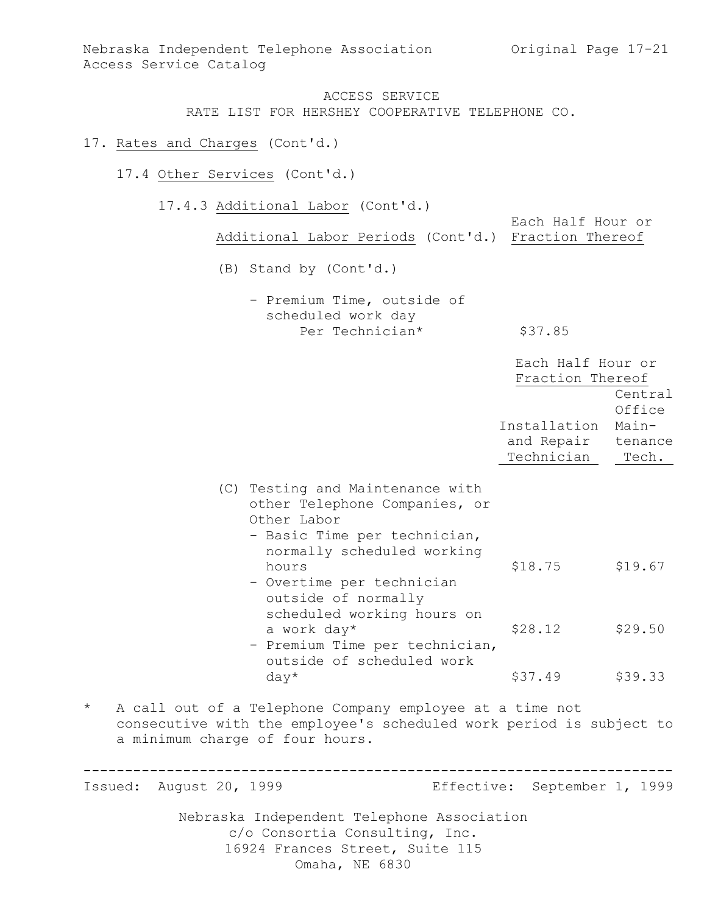ACCESS SERVICE
RATE LIST FOR HERSHEY COOPERATIVE TELEPHONE CO.

17. Rates and Charges (Cont'd.)

17.4 Other Services (Cont'd.)

17.4.3 Additional Labor (Cont'd.)

| Additional Labor Periods (Cont'd.) | Each Half Hour or Fraction Thereof |
|---|---|
| (B) Stand by (Cont'd.) | |
| - Premium Time, outside of scheduled work day Per Technician* | $37.85 |

| | Each Half Hour or Fraction Thereof | |
|---|---|---|
| | Installation and Repair Technician | Central Office Maintenance Tech. |
| (C) Testing and Maintenance with other Telephone Companies, or Other Labor | | |
| - Basic Time per technician, normally scheduled working hours | $18.75 | $19.67 |
| - Overtime per technician outside of normally scheduled working hours on a work day* | $28.12 | $29.50 |
| - Premium Time per technician, outside of scheduled work day* | $37.49 | $39.33 |

\* A call out of a Telephone Company employee at a time not consecutive with the employee's scheduled work period is subject to a minimum charge of four hours.

Issued: August 20, 1999 Effective: September 1, 1999

Nebraska Independent Telephone Association
c/o Consortia Consulting, Inc.
16924 Frances Street, Suite 115
Omaha, NE 6830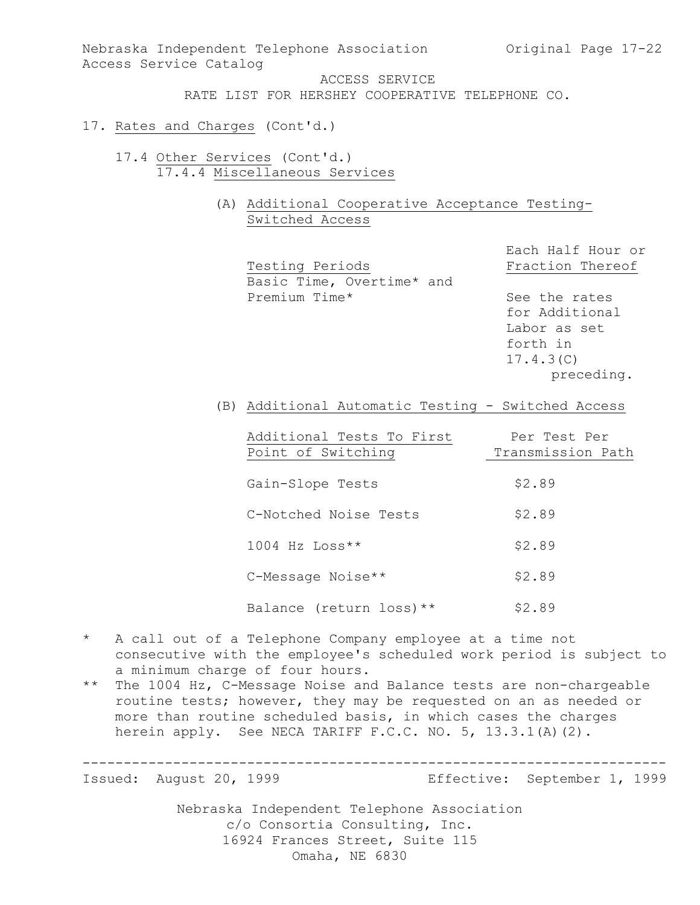ACCESS SERVICE
RATE LIST FOR HERSHEY COOPERATIVE TELEPHONE CO.

17. Rates and Charges (Cont'd.)

17.4 Other Services (Cont'd.)

17.4.4 Miscellaneous Services

(A) Additional Cooperative Acceptance Testing- Switched Access

| Testing Periods | Each Half Hour or Fraction Thereof |
|---|---|
| Basic Time, Overtime* and Premium Time* | See the rates for Additional Labor as set forth in 17.4.3(C) preceding. |

(B) Additional Automatic Testing - Switched Access

| Additional Tests To First Point of Switching | Per Test Per Transmission Path |
|---|---|
| Gain-Slope Tests | $2.89 |
| C-Notched Noise Tests | $2.89 |
| 1004 Hz Loss** | $2.89 |
| C-Message Noise** | $2.89 |
| Balance (return loss)** | $2.89 |

\* A call out of a Telephone Company employee at a time not consecutive with the employee's scheduled work period is subject to a minimum charge of four hours.

\** The 1004 Hz, C-Message Noise and Balance tests are non-chargeable routine tests; however, they may be requested on an as needed or more than routine scheduled basis, in which cases the charges herein apply. See NECA TARIFF F.C.C. NO. 5, 13.3.1(A)(2).

Issued: August 20, 1999 Effective: September 1, 1999

Nebraska Independent Telephone Association
c/o Consortia Consulting, Inc.
16924 Frances Street, Suite 115
Omaha, NE 6830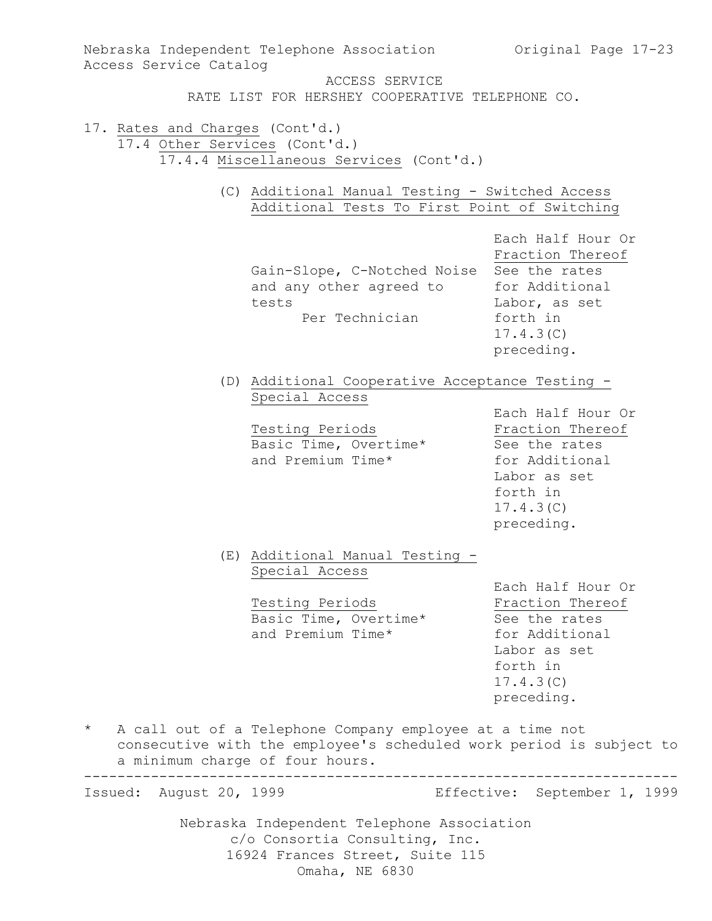ACCESS SERVICE

RATE LIST FOR HERSHEY COOPERATIVE TELEPHONE CO.

17. Rates and Charges (Cont'd.)

17.4 Other Services (Cont'd.)

17.4.4 Miscellaneous Services (Cont'd.)

(C) Additional Manual Testing - Switched Access
Additional Tests To First Point of Switching

| | Each Half Hour Or Fraction Thereof |
|---|---|
| Gain-Slope, C-Notched Noise and any other agreed to tests<br>Per Technician | See the rates for Additional Labor, as set forth in 17.4.3(C) preceding. |

(D) Additional Cooperative Acceptance Testing - Special Access

| Testing Periods | Each Half Hour Or Fraction Thereof |
|---|---|
| Basic Time, Overtime* and Premium Time* | See the rates for Additional Labor as set forth in 17.4.3(C) preceding. |

(E) Additional Manual Testing - Special Access

| Testing Periods | Each Half Hour Or Fraction Thereof |
|---|---|
| Basic Time, Overtime* and Premium Time* | See the rates for Additional Labor as set forth in 17.4.3(C) preceding. |

\* A call out of a Telephone Company employee at a time not consecutive with the employee's scheduled work period is subject to a minimum charge of four hours.

Issued: August 20, 1999 Effective: September 1, 1999

Nebraska Independent Telephone Association
c/o Consortia Consulting, Inc.
16924 Frances Street, Suite 115
Omaha, NE 6830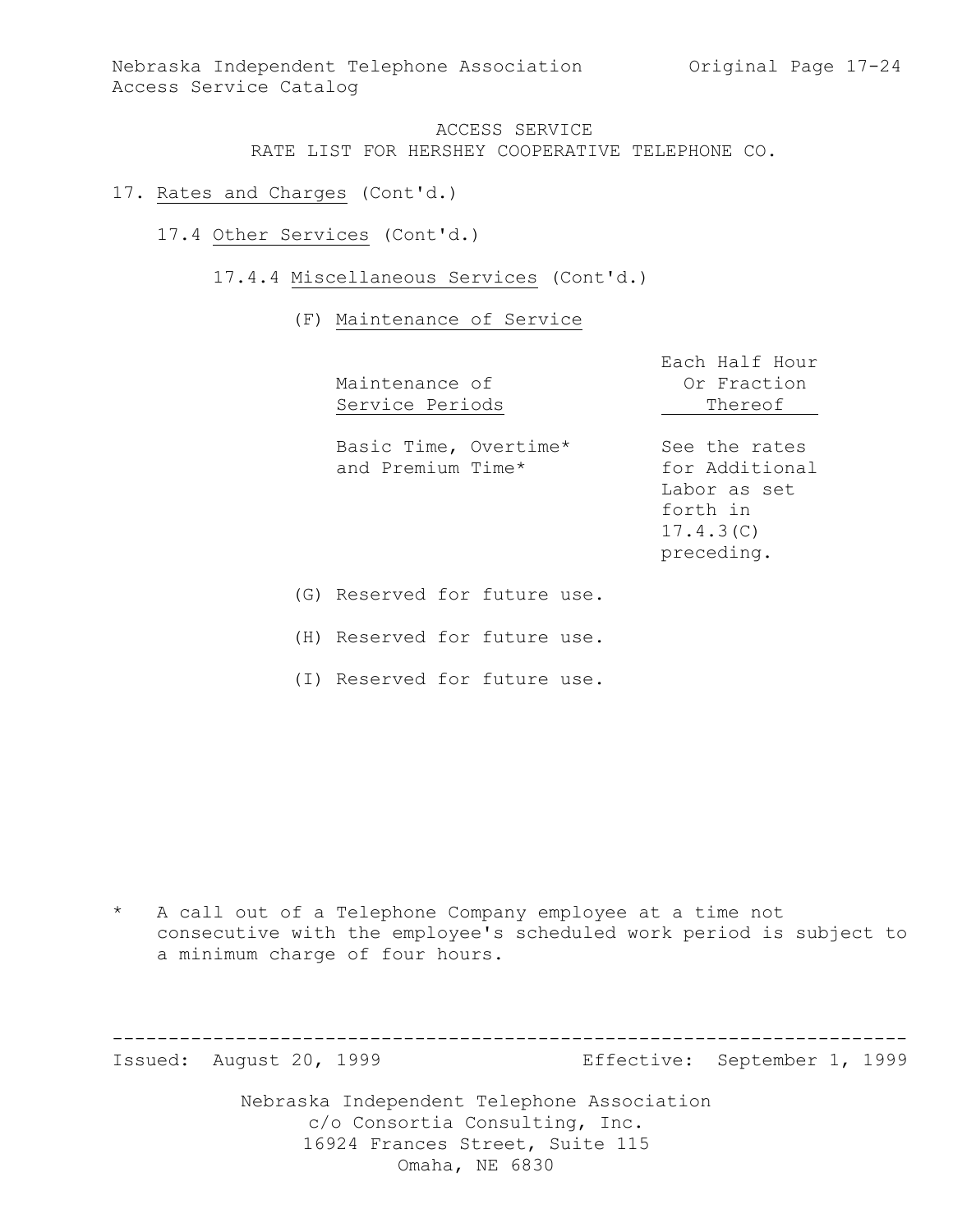ACCESS SERVICE
RATE LIST FOR HERSHEY COOPERATIVE TELEPHONE CO.

17. Rates and Charges (Cont'd.)

17.4 Other Services (Cont'd.)

17.4.4 Miscellaneous Services (Cont'd.)

(F) Maintenance of Service

| Maintenance of Service Periods | Each Half Hour Or Fraction Thereof |
|---|---|
| Basic Time, Overtime* and Premium Time* | See the rates for Additional Labor as set forth in 17.4.3(C) preceding. |

(G) Reserved for future use.

(H) Reserved for future use.

(I) Reserved for future use.

\* A call out of a Telephone Company employee at a time not consecutive with the employee's scheduled work period is subject to a minimum charge of four hours.

Issued: August 20, 1999 Effective: September 1, 1999

Nebraska Independent Telephone Association
c/o Consortia Consulting, Inc.
16924 Frances Street, Suite 115
Omaha, NE 6830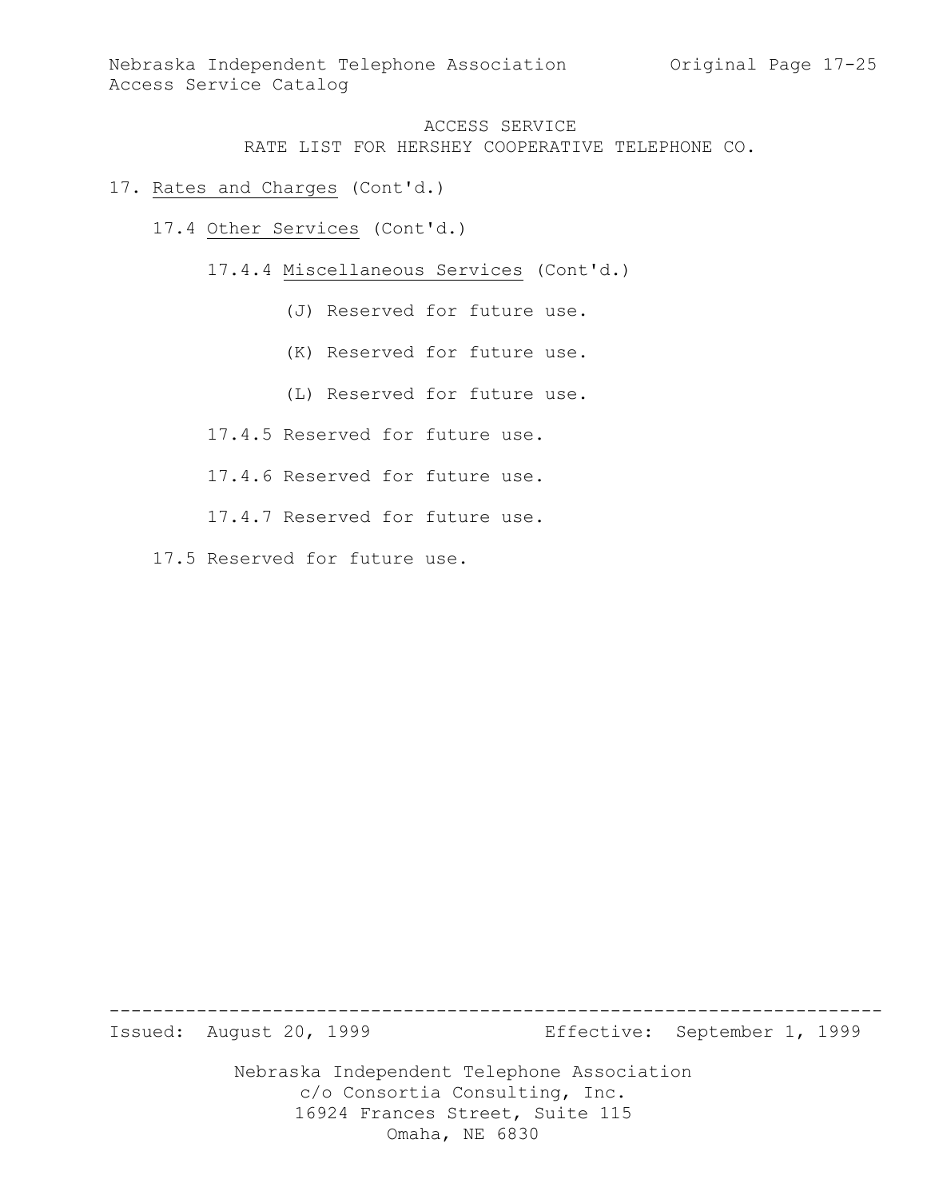ACCESS SERVICE
RATE LIST FOR HERSHEY COOPERATIVE TELEPHONE CO.

17. Rates and Charges (Cont'd.)

17.4 Other Services (Cont'd.)

17.4.4 Miscellaneous Services (Cont'd.)

(J) Reserved for future use.

(K) Reserved for future use.

(L) Reserved for future use.

17.4.5 Reserved for future use.

17.4.6 Reserved for future use.

17.4.7 Reserved for future use.

17.5 Reserved for future use.

Issued: August 20, 1999 Effective: September 1, 1999

Nebraska Independent Telephone Association
c/o Consortia Consulting, Inc.
16924 Frances Street, Suite 115
Omaha, NE 6830